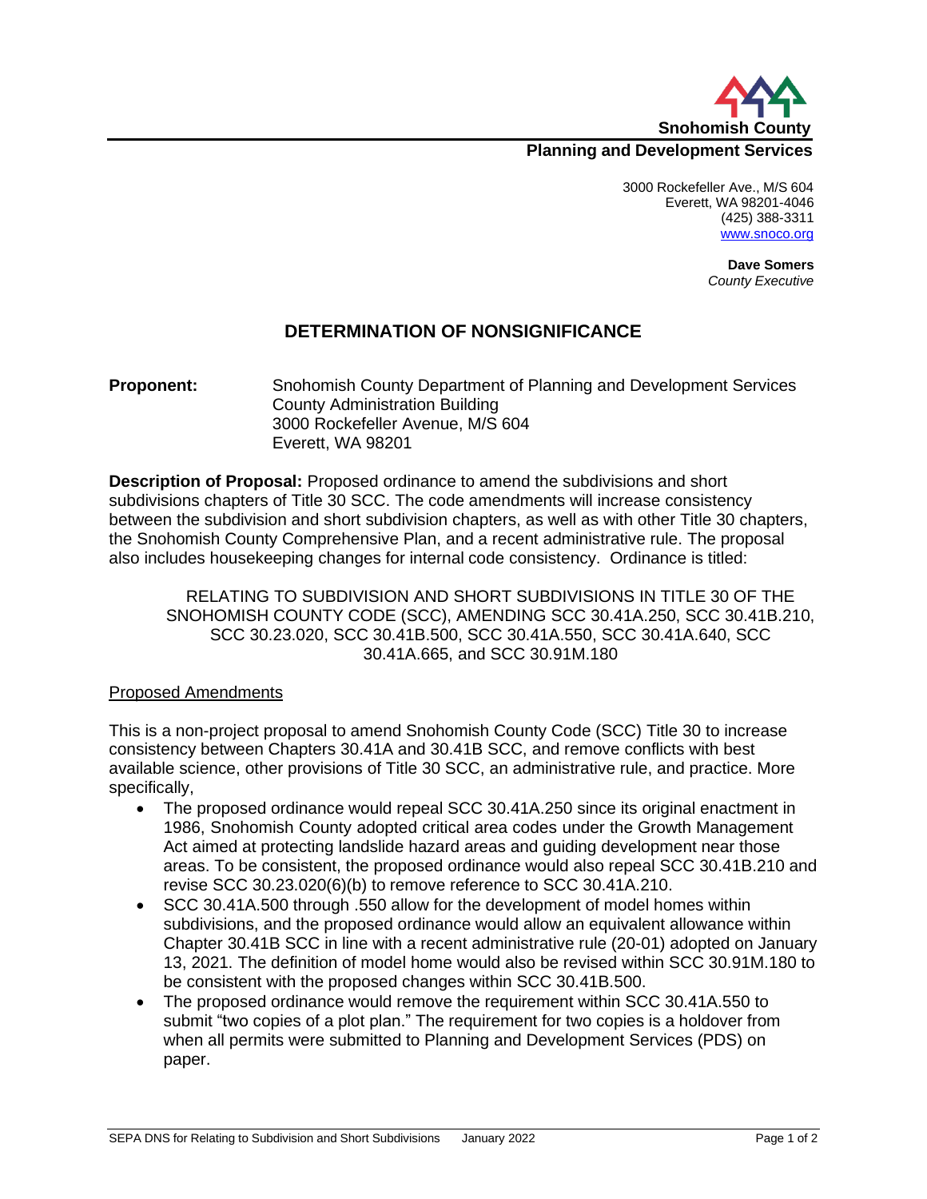Snohomish County

**Planning and Development Services**

3000 Rockefeller Ave., M/S 604
Everett, WA 98201-4046
(425) 388-3311
www.snoco.org

**Dave Somers**
*County Executive*

# DETERMINATION OF NONSIGNIFICANCE

**Proponent:** Snohomish County Department of Planning and Development Services
County Administration Building
3000 Rockefeller Avenue, M/S 604
Everett, WA 98201

**Description of Proposal:** Proposed ordinance to amend the subdivisions and short subdivisions chapters of Title 30 SCC. The code amendments will increase consistency between the subdivision and short subdivision chapters, as well as with other Title 30 chapters, the Snohomish County Comprehensive Plan, and a recent administrative rule. The proposal also includes housekeeping changes for internal code consistency. Ordinance is titled:

RELATING TO SUBDIVISION AND SHORT SUBDIVISIONS IN TITLE 30 OF THE SNOHOMISH COUNTY CODE (SCC), AMENDING SCC 30.41A.250, SCC 30.41B.210, SCC 30.23.020, SCC 30.41B.500, SCC 30.41A.550, SCC 30.41A.640, SCC 30.41A.665, and SCC 30.91M.180

<u>Proposed Amendments</u>

This is a non-project proposal to amend Snohomish County Code (SCC) Title 30 to increase consistency between Chapters 30.41A and 30.41B SCC, and remove conflicts with best available science, other provisions of Title 30 SCC, an administrative rule, and practice. More specifically,

- The proposed ordinance would repeal SCC 30.41A.250 since its original enactment in 1986, Snohomish County adopted critical area codes under the Growth Management Act aimed at protecting landslide hazard areas and guiding development near those areas. To be consistent, the proposed ordinance would also repeal SCC 30.41B.210 and revise SCC 30.23.020(6)(b) to remove reference to SCC 30.41A.210.
- SCC 30.41A.500 through .550 allow for the development of model homes within subdivisions, and the proposed ordinance would allow an equivalent allowance within Chapter 30.41B SCC in line with a recent administrative rule (20-01) adopted on January 13, 2021. The definition of model home would also be revised within SCC 30.91M.180 to be consistent with the proposed changes within SCC 30.41B.500.
- The proposed ordinance would remove the requirement within SCC 30.41A.550 to submit "two copies of a plot plan." The requirement for two copies is a holdover from when all permits were submitted to Planning and Development Services (PDS) on paper.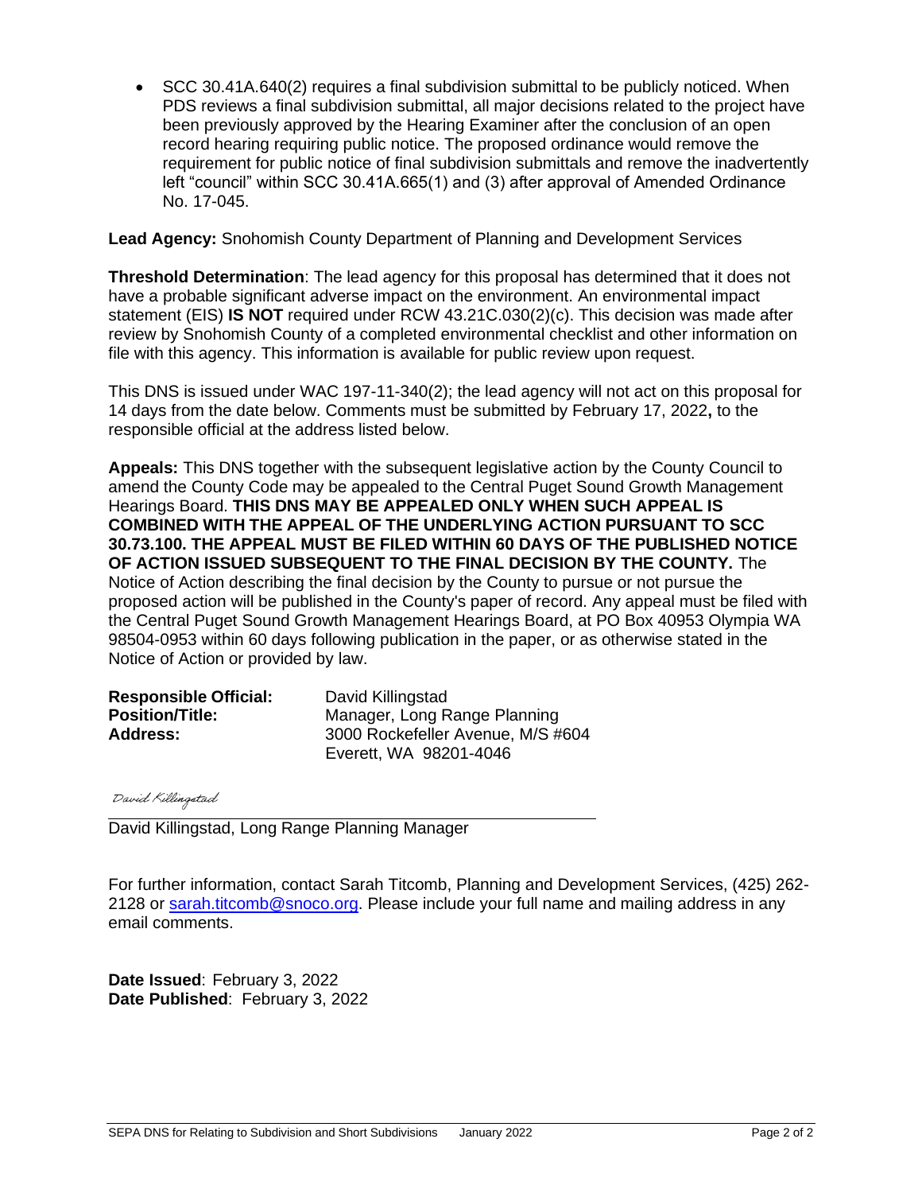- SCC 30.41A.640(2) requires a final subdivision submittal to be publicly noticed. When PDS reviews a final subdivision submittal, all major decisions related to the project have been previously approved by the Hearing Examiner after the conclusion of an open record hearing requiring public notice. The proposed ordinance would remove the requirement for public notice of final subdivision submittals and remove the inadvertently left "council" within SCC 30.41A.665(1) and (3) after approval of Amended Ordinance No. 17-045.

**Lead Agency:** Snohomish County Department of Planning and Development Services

**Threshold Determination**: The lead agency for this proposal has determined that it does not have a probable significant adverse impact on the environment. An environmental impact statement (EIS) **IS NOT** required under RCW 43.21C.030(2)(c). This decision was made after review by Snohomish County of a completed environmental checklist and other information on file with this agency. This information is available for public review upon request.

This DNS is issued under WAC 197-11-340(2); the lead agency will not act on this proposal for 14 days from the date below. Comments must be submitted by February 17, 2022**,** to the responsible official at the address listed below.

**Appeals:** This DNS together with the subsequent legislative action by the County Council to amend the County Code may be appealed to the Central Puget Sound Growth Management Hearings Board. **THIS DNS MAY BE APPEALED ONLY WHEN SUCH APPEAL IS COMBINED WITH THE APPEAL OF THE UNDERLYING ACTION PURSUANT TO SCC 30.73.100. THE APPEAL MUST BE FILED WITHIN 60 DAYS OF THE PUBLISHED NOTICE OF ACTION ISSUED SUBSEQUENT TO THE FINAL DECISION BY THE COUNTY.** The Notice of Action describing the final decision by the County to pursue or not pursue the proposed action will be published in the County's paper of record. Any appeal must be filed with the Central Puget Sound Growth Management Hearings Board, at PO Box 40953 Olympia WA 98504-0953 within 60 days following publication in the paper, or as otherwise stated in the Notice of Action or provided by law.

**Responsible Official:** David Killingstad
**Position/Title:** Manager, Long Range Planning
**Address:** 3000 Rockefeller Avenue, M/S #604
Everett, WA 98201-4046

*David Killingstad*

David Killingstad, Long Range Planning Manager

For further information, contact Sarah Titcomb, Planning and Development Services, (425) 262-2128 or sarah.titcomb@snoco.org. Please include your full name and mailing address in any email comments.

**Date Issued**: February 3, 2022
**Date Published**: February 3, 2022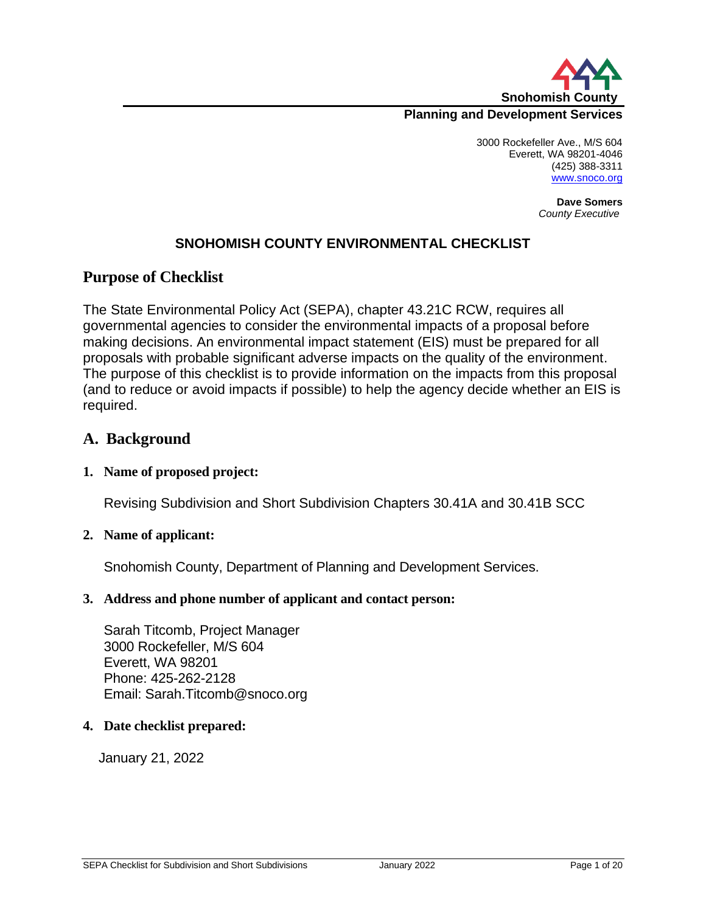Snohomish County

**Planning and Development Services**

3000 Rockefeller Ave., M/S 604
Everett, WA 98201-4046
(425) 388-3311
www.snoco.org

**Dave Somers**
*County Executive*

## SNOHOMISH COUNTY ENVIRONMENTAL CHECKLIST

# Purpose of Checklist

The State Environmental Policy Act (SEPA), chapter 43.21C RCW, requires all governmental agencies to consider the environmental impacts of a proposal before making decisions. An environmental impact statement (EIS) must be prepared for all proposals with probable significant adverse impacts on the quality of the environment. The purpose of this checklist is to provide information on the impacts from this proposal (and to reduce or avoid impacts if possible) to help the agency decide whether an EIS is required.

# A. Background

**1. Name of proposed project:**

Revising Subdivision and Short Subdivision Chapters 30.41A and 30.41B SCC

**2. Name of applicant:**

Snohomish County, Department of Planning and Development Services.

**3. Address and phone number of applicant and contact person:**

Sarah Titcomb, Project Manager
3000 Rockefeller, M/S 604
Everett, WA 98201
Phone: 425-262-2128
Email: Sarah.Titcomb@snoco.org

**4. Date checklist prepared:**

January 21, 2022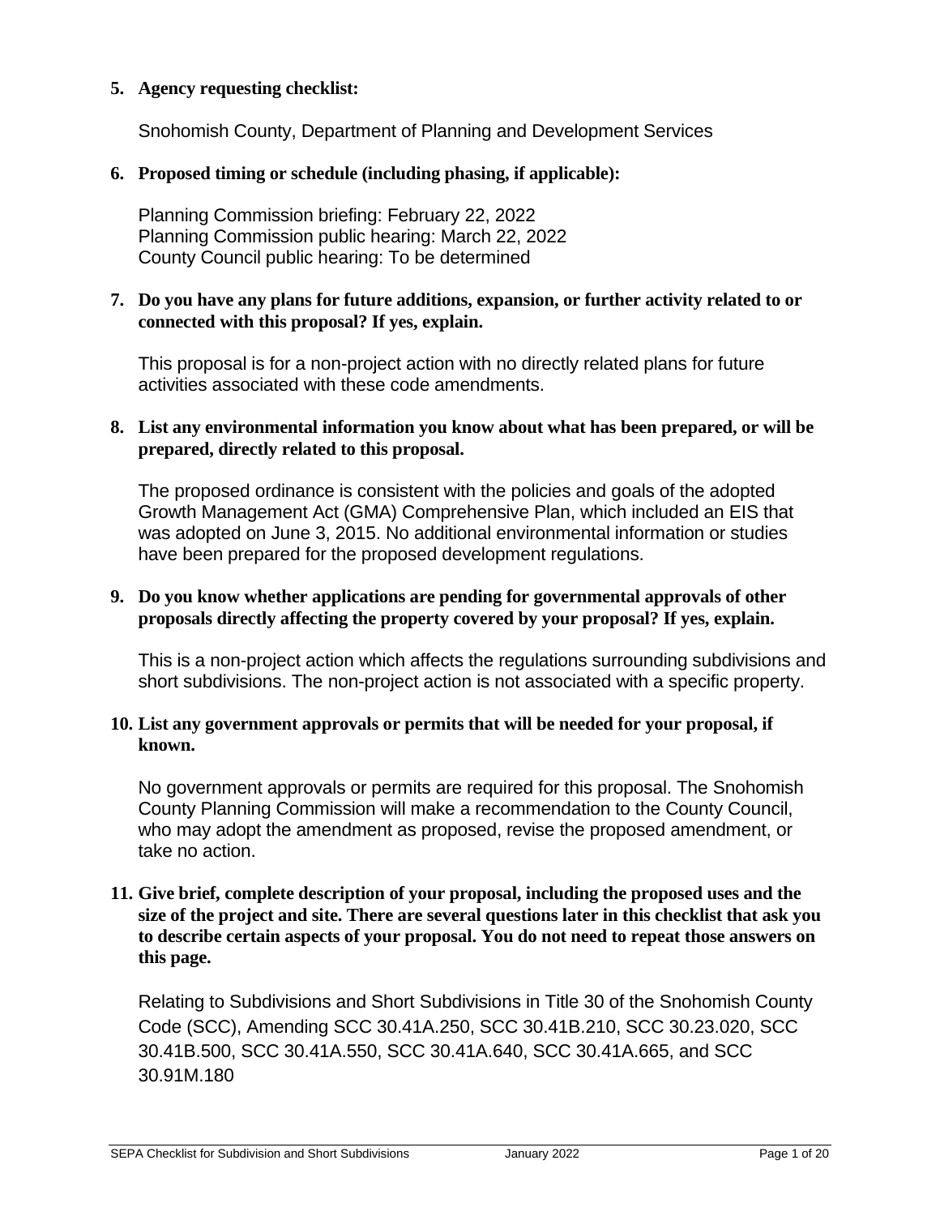**5. Agency requesting checklist:**

Snohomish County, Department of Planning and Development Services

**6. Proposed timing or schedule (including phasing, if applicable):**

Planning Commission briefing: February 22, 2022
Planning Commission public hearing: March 22, 2022
County Council public hearing: To be determined

**7. Do you have any plans for future additions, expansion, or further activity related to or connected with this proposal? If yes, explain.**

This proposal is for a non-project action with no directly related plans for future activities associated with these code amendments.

**8. List any environmental information you know about what has been prepared, or will be prepared, directly related to this proposal.**

The proposed ordinance is consistent with the policies and goals of the adopted Growth Management Act (GMA) Comprehensive Plan, which included an EIS that was adopted on June 3, 2015. No additional environmental information or studies have been prepared for the proposed development regulations.

**9. Do you know whether applications are pending for governmental approvals of other proposals directly affecting the property covered by your proposal? If yes, explain.**

This is a non-project action which affects the regulations surrounding subdivisions and short subdivisions. The non-project action is not associated with a specific property.

**10. List any government approvals or permits that will be needed for your proposal, if known.**

No government approvals or permits are required for this proposal. The Snohomish County Planning Commission will make a recommendation to the County Council, who may adopt the amendment as proposed, revise the proposed amendment, or take no action.

**11. Give brief, complete description of your proposal, including the proposed uses and the size of the project and site. There are several questions later in this checklist that ask you to describe certain aspects of your proposal. You do not need to repeat those answers on this page.**

Relating to Subdivisions and Short Subdivisions in Title 30 of the Snohomish County Code (SCC), Amending SCC 30.41A.250, SCC 30.41B.210, SCC 30.23.020, SCC 30.41B.500, SCC 30.41A.550, SCC 30.41A.640, SCC 30.41A.665, and SCC 30.91M.180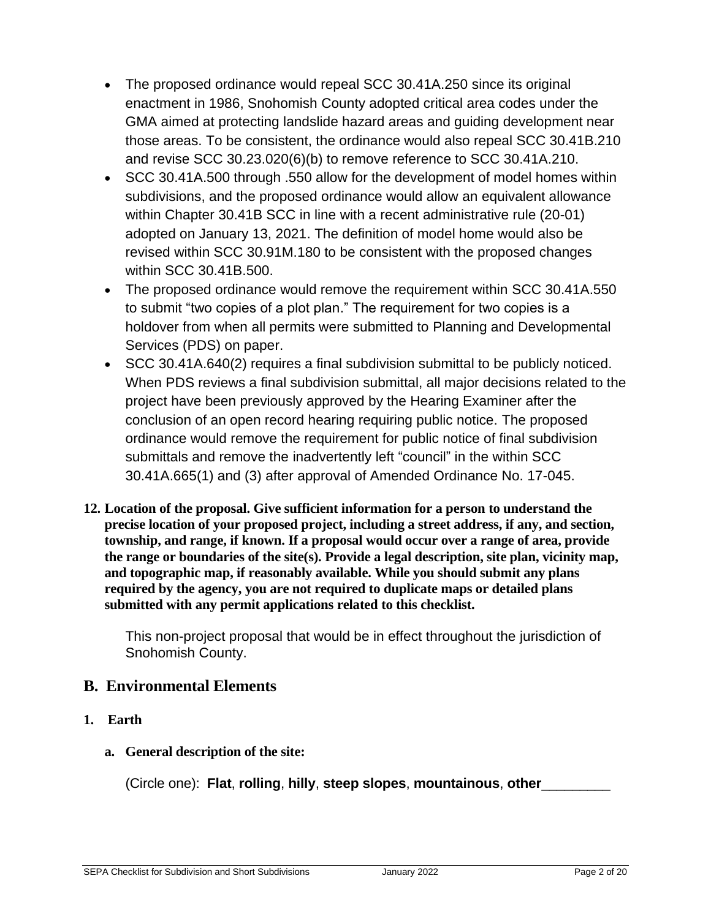- The proposed ordinance would repeal SCC 30.41A.250 since its original enactment in 1986, Snohomish County adopted critical area codes under the GMA aimed at protecting landslide hazard areas and guiding development near those areas. To be consistent, the ordinance would also repeal SCC 30.41B.210 and revise SCC 30.23.020(6)(b) to remove reference to SCC 30.41A.210.
- SCC 30.41A.500 through .550 allow for the development of model homes within subdivisions, and the proposed ordinance would allow an equivalent allowance within Chapter 30.41B SCC in line with a recent administrative rule (20-01) adopted on January 13, 2021. The definition of model home would also be revised within SCC 30.91M.180 to be consistent with the proposed changes within SCC 30.41B.500.
- The proposed ordinance would remove the requirement within SCC 30.41A.550 to submit "two copies of a plot plan." The requirement for two copies is a holdover from when all permits were submitted to Planning and Developmental Services (PDS) on paper.
- SCC 30.41A.640(2) requires a final subdivision submittal to be publicly noticed. When PDS reviews a final subdivision submittal, all major decisions related to the project have been previously approved by the Hearing Examiner after the conclusion of an open record hearing requiring public notice. The proposed ordinance would remove the requirement for public notice of final subdivision submittals and remove the inadvertently left "council" in the within SCC 30.41A.665(1) and (3) after approval of Amended Ordinance No. 17-045.

**12. Location of the proposal. Give sufficient information for a person to understand the precise location of your proposed project, including a street address, if any, and section, township, and range, if known. If a proposal would occur over a range of area, provide the range or boundaries of the site(s). Provide a legal description, site plan, vicinity map, and topographic map, if reasonably available. While you should submit any plans required by the agency, you are not required to duplicate maps or detailed plans submitted with any permit applications related to this checklist.**

This non-project proposal that would be in effect throughout the jurisdiction of Snohomish County.

## B. Environmental Elements

**1. Earth**

**a. General description of the site:**

(Circle one): **Flat**, **rolling**, **hilly**, **steep slopes**, **mountainous**, **other**_________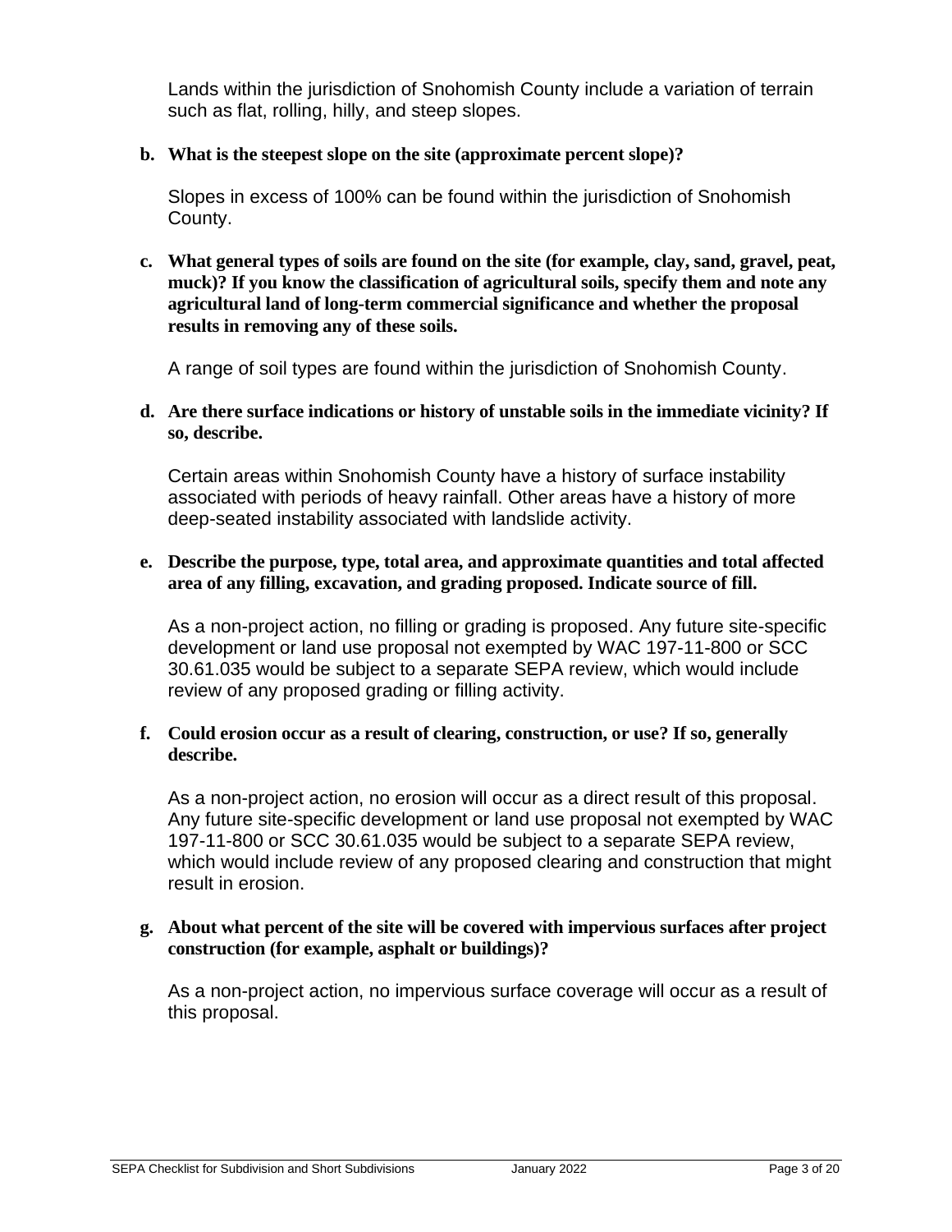Lands within the jurisdiction of Snohomish County include a variation of terrain such as flat, rolling, hilly, and steep slopes.

**b. What is the steepest slope on the site (approximate percent slope)?**

Slopes in excess of 100% can be found within the jurisdiction of Snohomish County.

**c. What general types of soils are found on the site (for example, clay, sand, gravel, peat, muck)? If you know the classification of agricultural soils, specify them and note any agricultural land of long-term commercial significance and whether the proposal results in removing any of these soils.**

A range of soil types are found within the jurisdiction of Snohomish County.

**d. Are there surface indications or history of unstable soils in the immediate vicinity? If so, describe.**

Certain areas within Snohomish County have a history of surface instability associated with periods of heavy rainfall. Other areas have a history of more deep-seated instability associated with landslide activity.

**e. Describe the purpose, type, total area, and approximate quantities and total affected area of any filling, excavation, and grading proposed. Indicate source of fill.**

As a non-project action, no filling or grading is proposed. Any future site-specific development or land use proposal not exempted by WAC 197-11-800 or SCC 30.61.035 would be subject to a separate SEPA review, which would include review of any proposed grading or filling activity.

**f. Could erosion occur as a result of clearing, construction, or use? If so, generally describe.**

As a non-project action, no erosion will occur as a direct result of this proposal. Any future site-specific development or land use proposal not exempted by WAC 197-11-800 or SCC 30.61.035 would be subject to a separate SEPA review, which would include review of any proposed clearing and construction that might result in erosion.

**g. About what percent of the site will be covered with impervious surfaces after project construction (for example, asphalt or buildings)?**

As a non-project action, no impervious surface coverage will occur as a result of this proposal.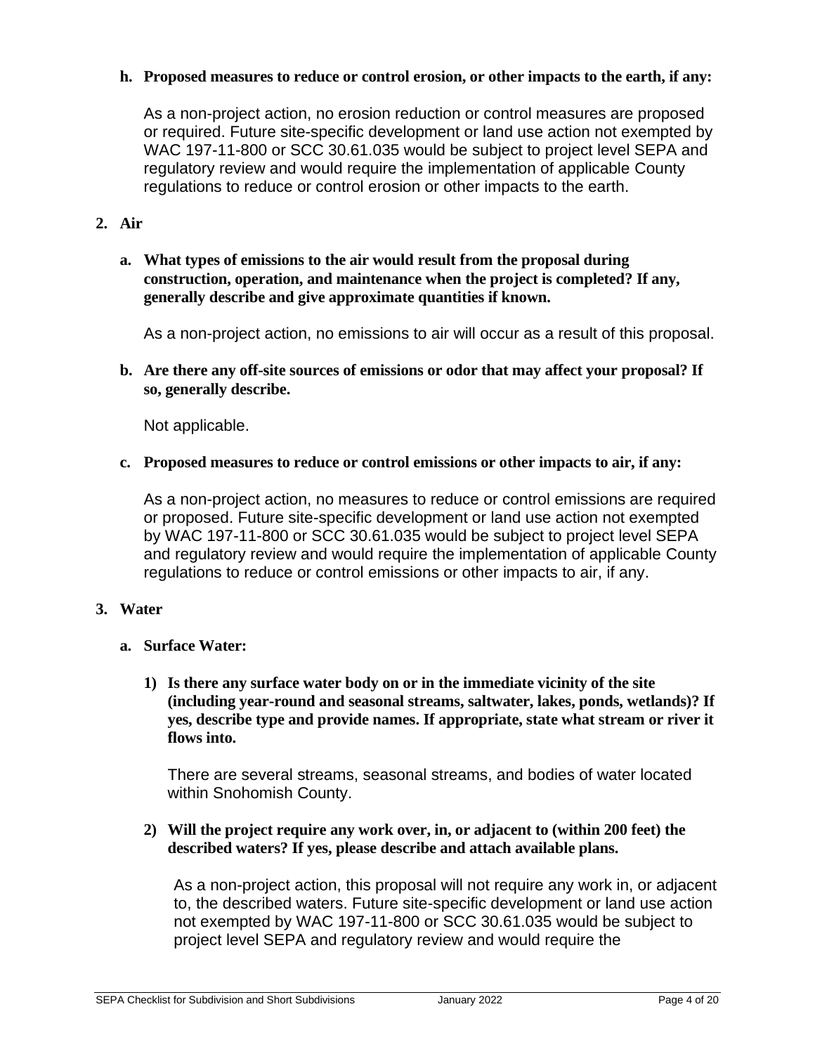**h. Proposed measures to reduce or control erosion, or other impacts to the earth, if any:**

As a non-project action, no erosion reduction or control measures are proposed or required. Future site-specific development or land use action not exempted by WAC 197-11-800 or SCC 30.61.035 would be subject to project level SEPA and regulatory review and would require the implementation of applicable County regulations to reduce or control erosion or other impacts to the earth.

**2. Air**

**a. What types of emissions to the air would result from the proposal during construction, operation, and maintenance when the project is completed? If any, generally describe and give approximate quantities if known.**

As a non-project action, no emissions to air will occur as a result of this proposal.

**b. Are there any off-site sources of emissions or odor that may affect your proposal? If so, generally describe.**

Not applicable.

**c. Proposed measures to reduce or control emissions or other impacts to air, if any:**

As a non-project action, no measures to reduce or control emissions are required or proposed. Future site-specific development or land use action not exempted by WAC 197-11-800 or SCC 30.61.035 would be subject to project level SEPA and regulatory review and would require the implementation of applicable County regulations to reduce or control emissions or other impacts to air, if any.

**3. Water**

**a. Surface Water:**

**1) Is there any surface water body on or in the immediate vicinity of the site (including year-round and seasonal streams, saltwater, lakes, ponds, wetlands)? If yes, describe type and provide names. If appropriate, state what stream or river it flows into.**

There are several streams, seasonal streams, and bodies of water located within Snohomish County.

**2) Will the project require any work over, in, or adjacent to (within 200 feet) the described waters? If yes, please describe and attach available plans.**

As a non-project action, this proposal will not require any work in, or adjacent to, the described waters. Future site-specific development or land use action not exempted by WAC 197-11-800 or SCC 30.61.035 would be subject to project level SEPA and regulatory review and would require the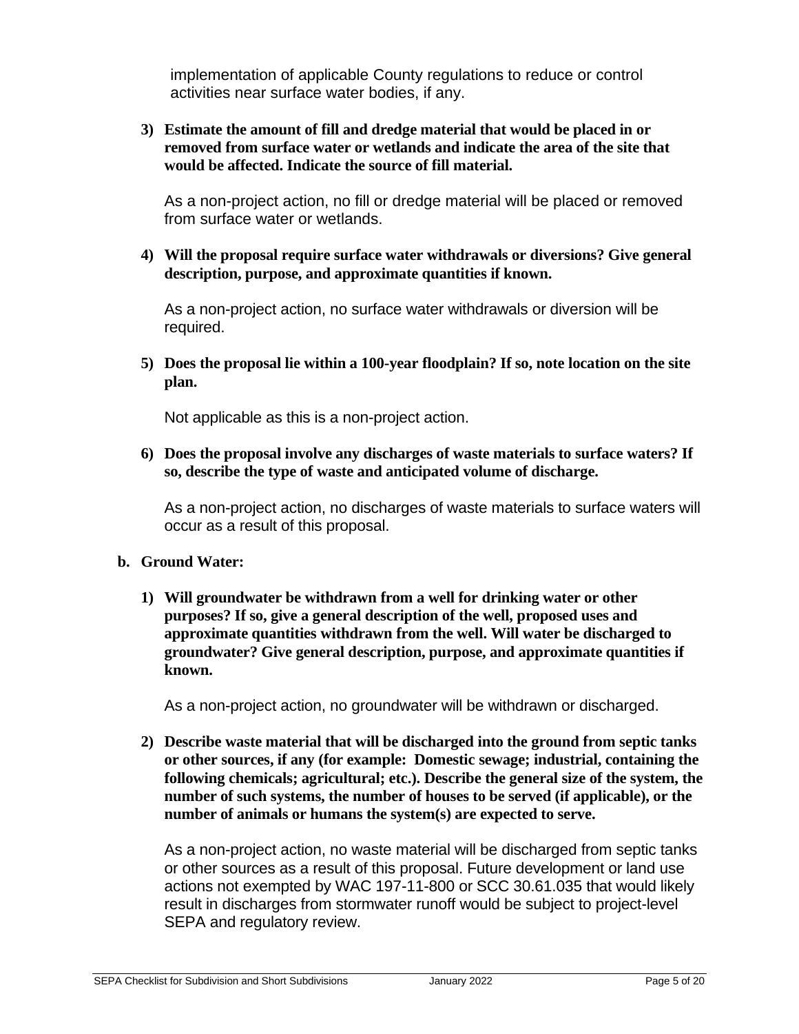implementation of applicable County regulations to reduce or control activities near surface water bodies, if any.

3) **Estimate the amount of fill and dredge material that would be placed in or removed from surface water or wetlands and indicate the area of the site that would be affected. Indicate the source of fill material.**

   As a non-project action, no fill or dredge material will be placed or removed from surface water or wetlands.

4) **Will the proposal require surface water withdrawals or diversions? Give general description, purpose, and approximate quantities if known.**

   As a non-project action, no surface water withdrawals or diversion will be required.

5) **Does the proposal lie within a 100-year floodplain? If so, note location on the site plan.**

   Not applicable as this is a non-project action.

6) **Does the proposal involve any discharges of waste materials to surface waters? If so, describe the type of waste and anticipated volume of discharge.**

   As a non-project action, no discharges of waste materials to surface waters will occur as a result of this proposal.

**b. Ground Water:**

1) **Will groundwater be withdrawn from a well for drinking water or other purposes? If so, give a general description of the well, proposed uses and approximate quantities withdrawn from the well. Will water be discharged to groundwater? Give general description, purpose, and approximate quantities if known.**

   As a non-project action, no groundwater will be withdrawn or discharged.

2) **Describe waste material that will be discharged into the ground from septic tanks or other sources, if any (for example: Domestic sewage; industrial, containing the following chemicals; agricultural; etc.). Describe the general size of the system, the number of such systems, the number of houses to be served (if applicable), or the number of animals or humans the system(s) are expected to serve.**

   As a non-project action, no waste material will be discharged from septic tanks or other sources as a result of this proposal. Future development or land use actions not exempted by WAC 197-11-800 or SCC 30.61.035 that would likely result in discharges from stormwater runoff would be subject to project-level SEPA and regulatory review.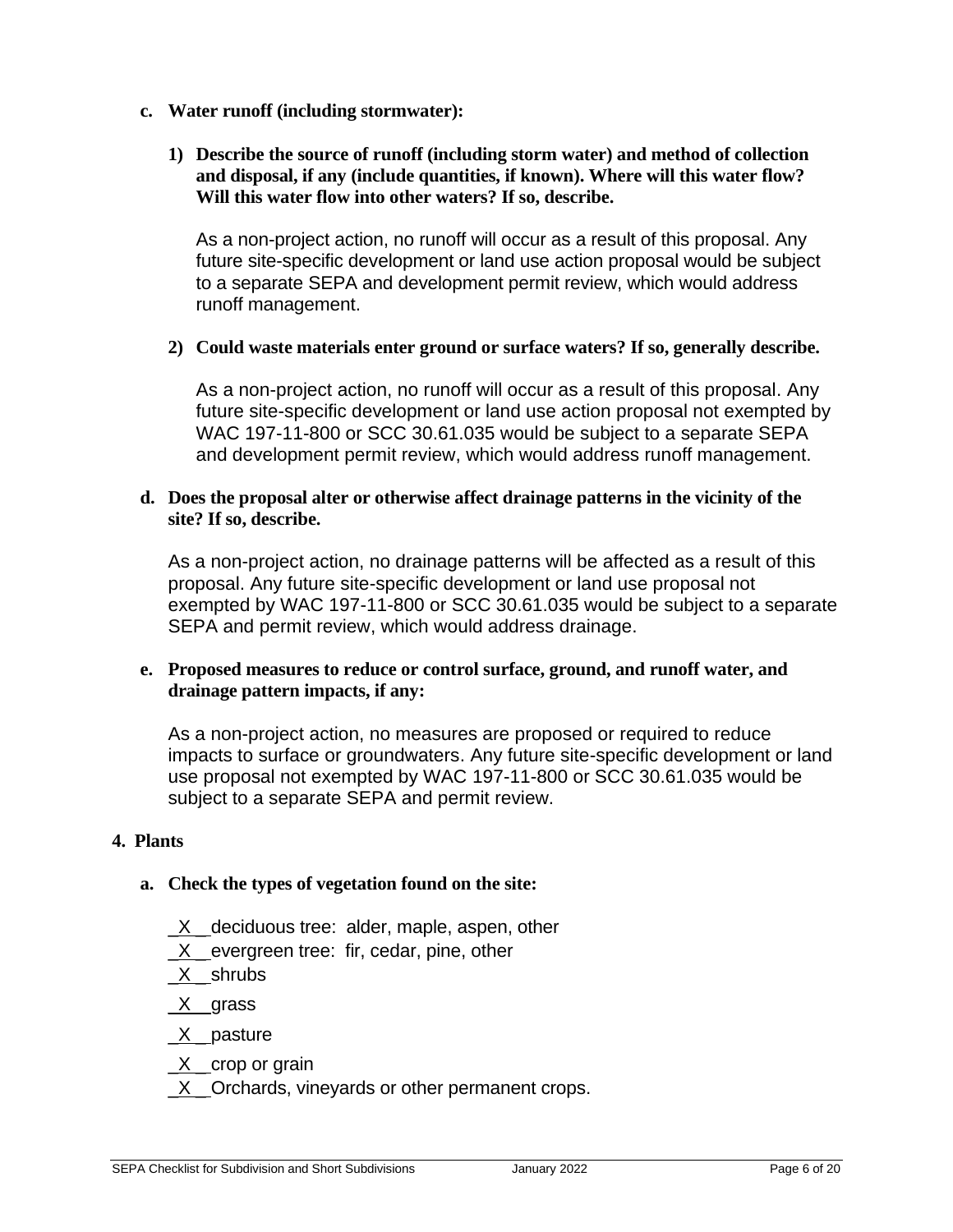**c. Water runoff (including stormwater):**

**1) Describe the source of runoff (including storm water) and method of collection and disposal, if any (include quantities, if known). Where will this water flow? Will this water flow into other waters? If so, describe.**

As a non-project action, no runoff will occur as a result of this proposal. Any future site-specific development or land use action proposal would be subject to a separate SEPA and development permit review, which would address runoff management.

**2) Could waste materials enter ground or surface waters? If so, generally describe.**

As a non-project action, no runoff will occur as a result of this proposal. Any future site-specific development or land use action proposal not exempted by WAC 197-11-800 or SCC 30.61.035 would be subject to a separate SEPA and development permit review, which would address runoff management.

**d. Does the proposal alter or otherwise affect drainage patterns in the vicinity of the site? If so, describe.**

As a non-project action, no drainage patterns will be affected as a result of this proposal. Any future site-specific development or land use proposal not exempted by WAC 197-11-800 or SCC 30.61.035 would be subject to a separate SEPA and permit review, which would address drainage.

**e. Proposed measures to reduce or control surface, ground, and runoff water, and drainage pattern impacts, if any:**

As a non-project action, no measures are proposed or required to reduce impacts to surface or groundwaters. Any future site-specific development or land use proposal not exempted by WAC 197-11-800 or SCC 30.61.035 would be subject to a separate SEPA and permit review.

**4. Plants**

**a. Check the types of vegetation found on the site:**

_X_ deciduous tree: alder, maple, aspen, other
_X_ evergreen tree: fir, cedar, pine, other
_X_ shrubs
_X_ grass
_X_ pasture
_X_ crop or grain
_X_ Orchards, vineyards or other permanent crops.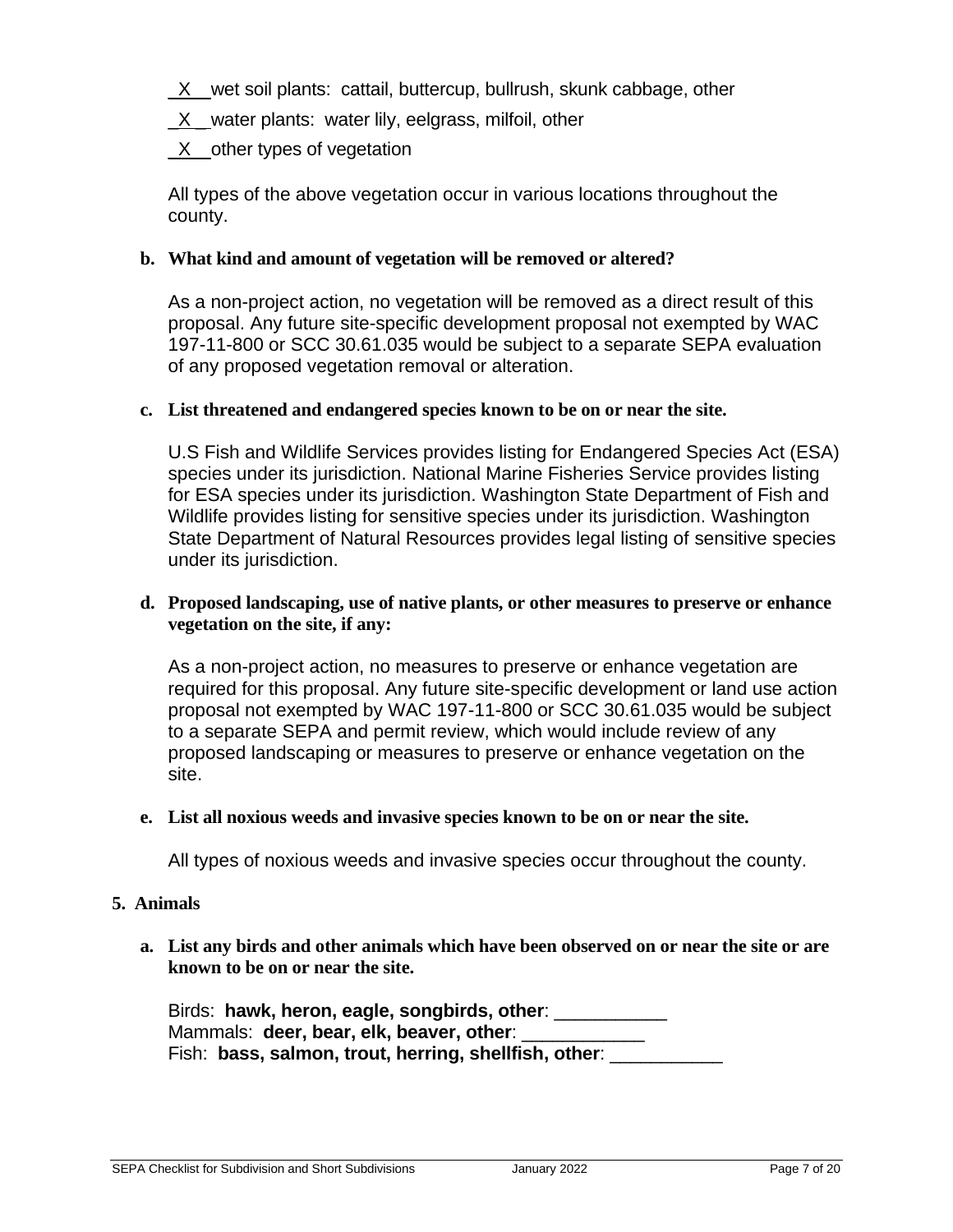_X__ wet soil plants: cattail, buttercup, bullrush, skunk cabbage, other

_X__ water plants: water lily, eelgrass, milfoil, other

_X__ other types of vegetation

All types of the above vegetation occur in various locations throughout the county.

**b. What kind and amount of vegetation will be removed or altered?**

As a non-project action, no vegetation will be removed as a direct result of this proposal. Any future site-specific development proposal not exempted by WAC 197-11-800 or SCC 30.61.035 would be subject to a separate SEPA evaluation of any proposed vegetation removal or alteration.

**c. List threatened and endangered species known to be on or near the site.**

U.S Fish and Wildlife Services provides listing for Endangered Species Act (ESA) species under its jurisdiction. National Marine Fisheries Service provides listing for ESA species under its jurisdiction. Washington State Department of Fish and Wildlife provides listing for sensitive species under its jurisdiction. Washington State Department of Natural Resources provides legal listing of sensitive species under its jurisdiction.

**d. Proposed landscaping, use of native plants, or other measures to preserve or enhance vegetation on the site, if any:**

As a non-project action, no measures to preserve or enhance vegetation are required for this proposal. Any future site-specific development or land use action proposal not exempted by WAC 197-11-800 or SCC 30.61.035 would be subject to a separate SEPA and permit review, which would include review of any proposed landscaping or measures to preserve or enhance vegetation on the site.

**e. List all noxious weeds and invasive species known to be on or near the site.**

All types of noxious weeds and invasive species occur throughout the county.

## 5. Animals

**a. List any birds and other animals which have been observed on or near the site or are known to be on or near the site.**

Birds: **hawk, heron, eagle, songbirds, other**: ___________
Mammals: **deer, bear, elk, beaver, other**: ____________
Fish: **bass, salmon, trout, herring, shellfish, other**: ___________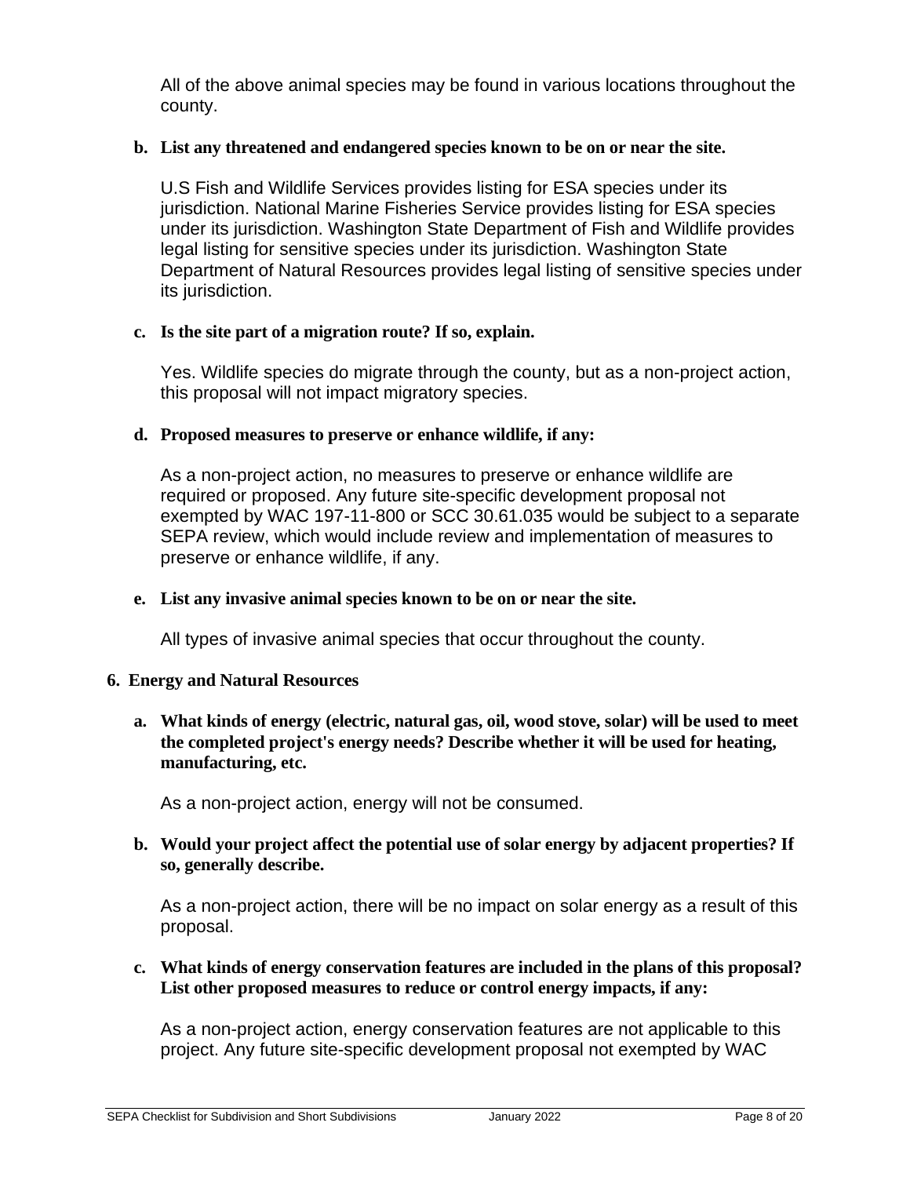All of the above animal species may be found in various locations throughout the county.

**b. List any threatened and endangered species known to be on or near the site.**

U.S Fish and Wildlife Services provides listing for ESA species under its jurisdiction. National Marine Fisheries Service provides listing for ESA species under its jurisdiction. Washington State Department of Fish and Wildlife provides legal listing for sensitive species under its jurisdiction. Washington State Department of Natural Resources provides legal listing of sensitive species under its jurisdiction.

**c. Is the site part of a migration route? If so, explain.**

Yes. Wildlife species do migrate through the county, but as a non-project action, this proposal will not impact migratory species.

**d. Proposed measures to preserve or enhance wildlife, if any:**

As a non-project action, no measures to preserve or enhance wildlife are required or proposed. Any future site-specific development proposal not exempted by WAC 197-11-800 or SCC 30.61.035 would be subject to a separate SEPA review, which would include review and implementation of measures to preserve or enhance wildlife, if any.

**e. List any invasive animal species known to be on or near the site.**

All types of invasive animal species that occur throughout the county.

## 6. Energy and Natural Resources

**a. What kinds of energy (electric, natural gas, oil, wood stove, solar) will be used to meet the completed project's energy needs? Describe whether it will be used for heating, manufacturing, etc.**

As a non-project action, energy will not be consumed.

**b. Would your project affect the potential use of solar energy by adjacent properties? If so, generally describe.**

As a non-project action, there will be no impact on solar energy as a result of this proposal.

**c. What kinds of energy conservation features are included in the plans of this proposal? List other proposed measures to reduce or control energy impacts, if any:**

As a non-project action, energy conservation features are not applicable to this project. Any future site-specific development proposal not exempted by WAC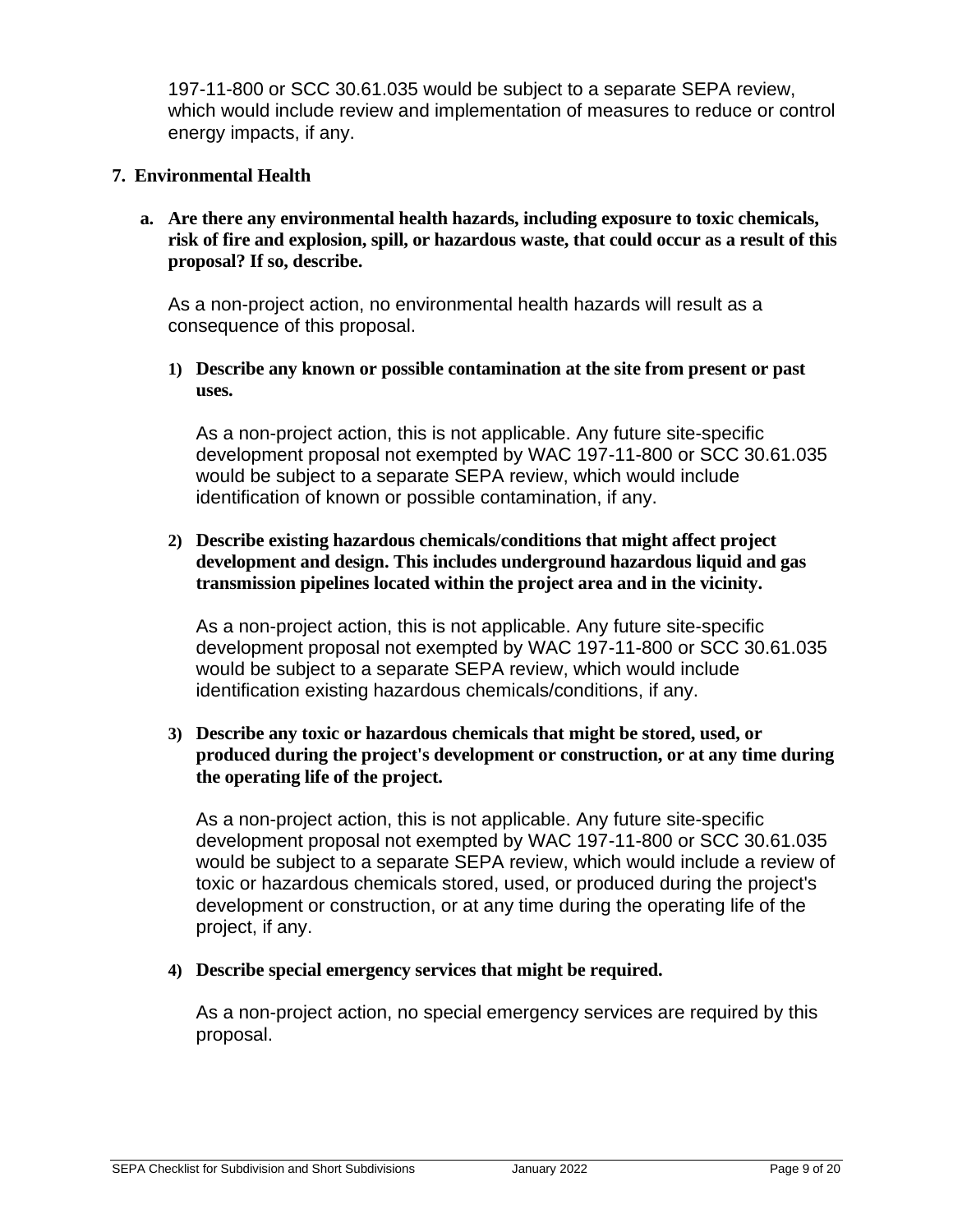197-11-800 or SCC 30.61.035 would be subject to a separate SEPA review, which would include review and implementation of measures to reduce or control energy impacts, if any.

**7. Environmental Health**

**a. Are there any environmental health hazards, including exposure to toxic chemicals, risk of fire and explosion, spill, or hazardous waste, that could occur as a result of this proposal? If so, describe.**

As a non-project action, no environmental health hazards will result as a consequence of this proposal.

**1) Describe any known or possible contamination at the site from present or past uses.**

As a non-project action, this is not applicable. Any future site-specific development proposal not exempted by WAC 197-11-800 or SCC 30.61.035 would be subject to a separate SEPA review, which would include identification of known or possible contamination, if any.

**2) Describe existing hazardous chemicals/conditions that might affect project development and design. This includes underground hazardous liquid and gas transmission pipelines located within the project area and in the vicinity.**

As a non-project action, this is not applicable. Any future site-specific development proposal not exempted by WAC 197-11-800 or SCC 30.61.035 would be subject to a separate SEPA review, which would include identification existing hazardous chemicals/conditions, if any.

**3) Describe any toxic or hazardous chemicals that might be stored, used, or produced during the project's development or construction, or at any time during the operating life of the project.**

As a non-project action, this is not applicable. Any future site-specific development proposal not exempted by WAC 197-11-800 or SCC 30.61.035 would be subject to a separate SEPA review, which would include a review of toxic or hazardous chemicals stored, used, or produced during the project's development or construction, or at any time during the operating life of the project, if any.

**4) Describe special emergency services that might be required.**

As a non-project action, no special emergency services are required by this proposal.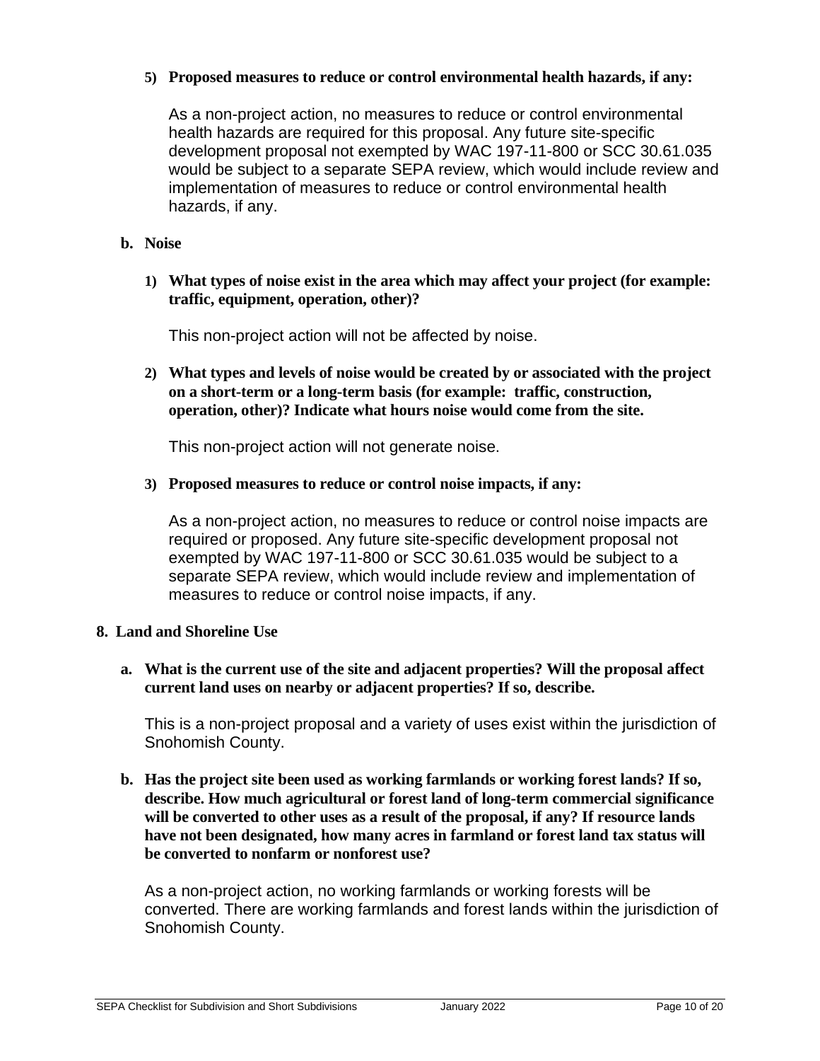**5) Proposed measures to reduce or control environmental health hazards, if any:**

As a non-project action, no measures to reduce or control environmental health hazards are required for this proposal. Any future site-specific development proposal not exempted by WAC 197-11-800 or SCC 30.61.035 would be subject to a separate SEPA review, which would include review and implementation of measures to reduce or control environmental health hazards, if any.

**b. Noise**

**1) What types of noise exist in the area which may affect your project (for example: traffic, equipment, operation, other)?**

This non-project action will not be affected by noise.

**2) What types and levels of noise would be created by or associated with the project on a short-term or a long-term basis (for example: traffic, construction, operation, other)? Indicate what hours noise would come from the site.**

This non-project action will not generate noise.

**3) Proposed measures to reduce or control noise impacts, if any:**

As a non-project action, no measures to reduce or control noise impacts are required or proposed. Any future site-specific development proposal not exempted by WAC 197-11-800 or SCC 30.61.035 would be subject to a separate SEPA review, which would include review and implementation of measures to reduce or control noise impacts, if any.

## 8. Land and Shoreline Use

**a. What is the current use of the site and adjacent properties? Will the proposal affect current land uses on nearby or adjacent properties? If so, describe.**

This is a non-project proposal and a variety of uses exist within the jurisdiction of Snohomish County.

**b. Has the project site been used as working farmlands or working forest lands? If so, describe. How much agricultural or forest land of long-term commercial significance will be converted to other uses as a result of the proposal, if any? If resource lands have not been designated, how many acres in farmland or forest land tax status will be converted to nonfarm or nonforest use?**

As a non-project action, no working farmlands or working forests will be converted. There are working farmlands and forest lands within the jurisdiction of Snohomish County.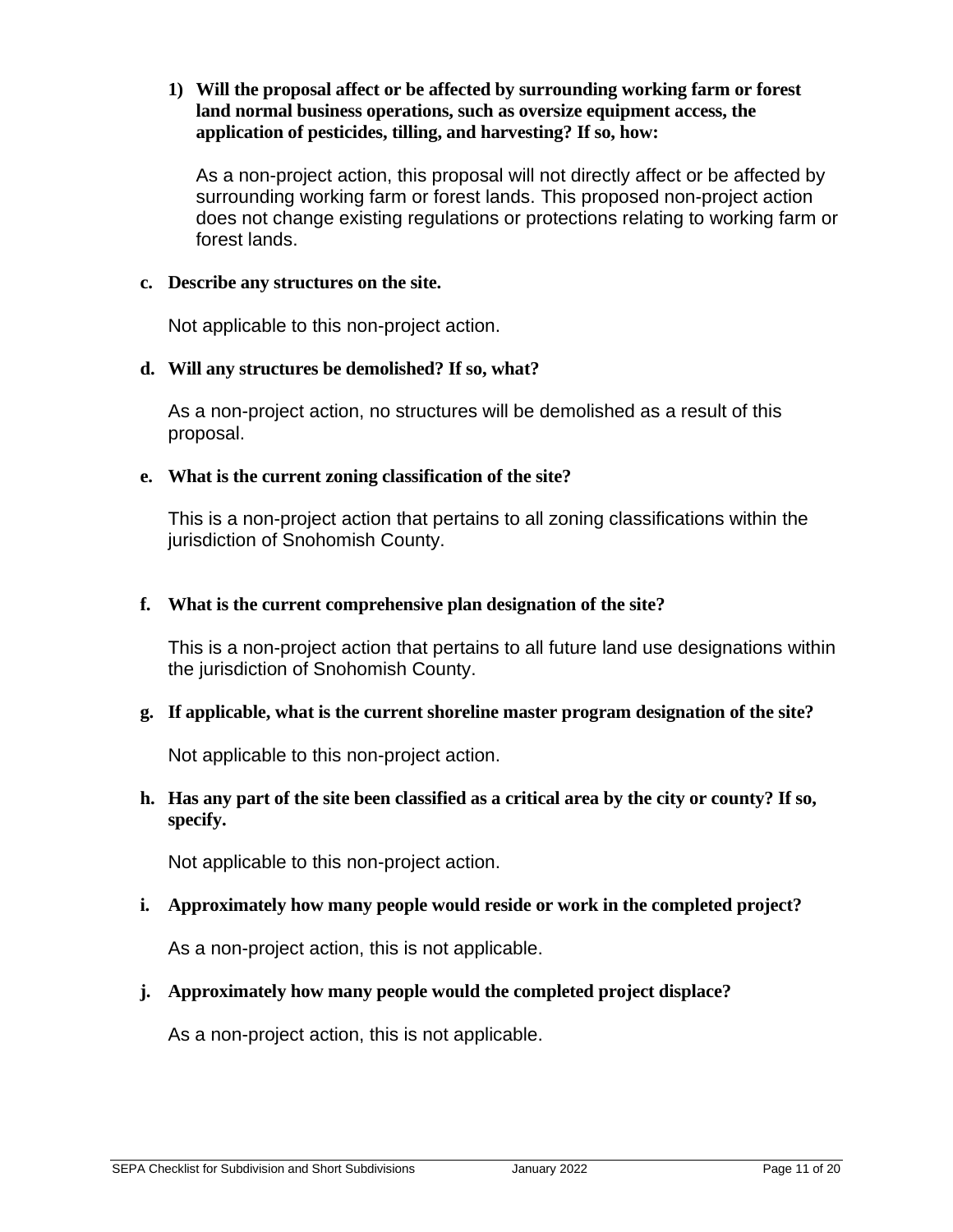1) **Will the proposal affect or be affected by surrounding working farm or forest land normal business operations, such as oversize equipment access, the application of pesticides, tilling, and harvesting? If so, how:**

   As a non-project action, this proposal will not directly affect or be affected by surrounding working farm or forest lands. This proposed non-project action does not change existing regulations or protections relating to working farm or forest lands.

**c. Describe any structures on the site.**

Not applicable to this non-project action.

**d. Will any structures be demolished? If so, what?**

As a non-project action, no structures will be demolished as a result of this proposal.

**e. What is the current zoning classification of the site?**

This is a non-project action that pertains to all zoning classifications within the jurisdiction of Snohomish County.

**f. What is the current comprehensive plan designation of the site?**

This is a non-project action that pertains to all future land use designations within the jurisdiction of Snohomish County.

**g. If applicable, what is the current shoreline master program designation of the site?**

Not applicable to this non-project action.

**h. Has any part of the site been classified as a critical area by the city or county? If so, specify.**

Not applicable to this non-project action.

**i. Approximately how many people would reside or work in the completed project?**

As a non-project action, this is not applicable.

**j. Approximately how many people would the completed project displace?**

As a non-project action, this is not applicable.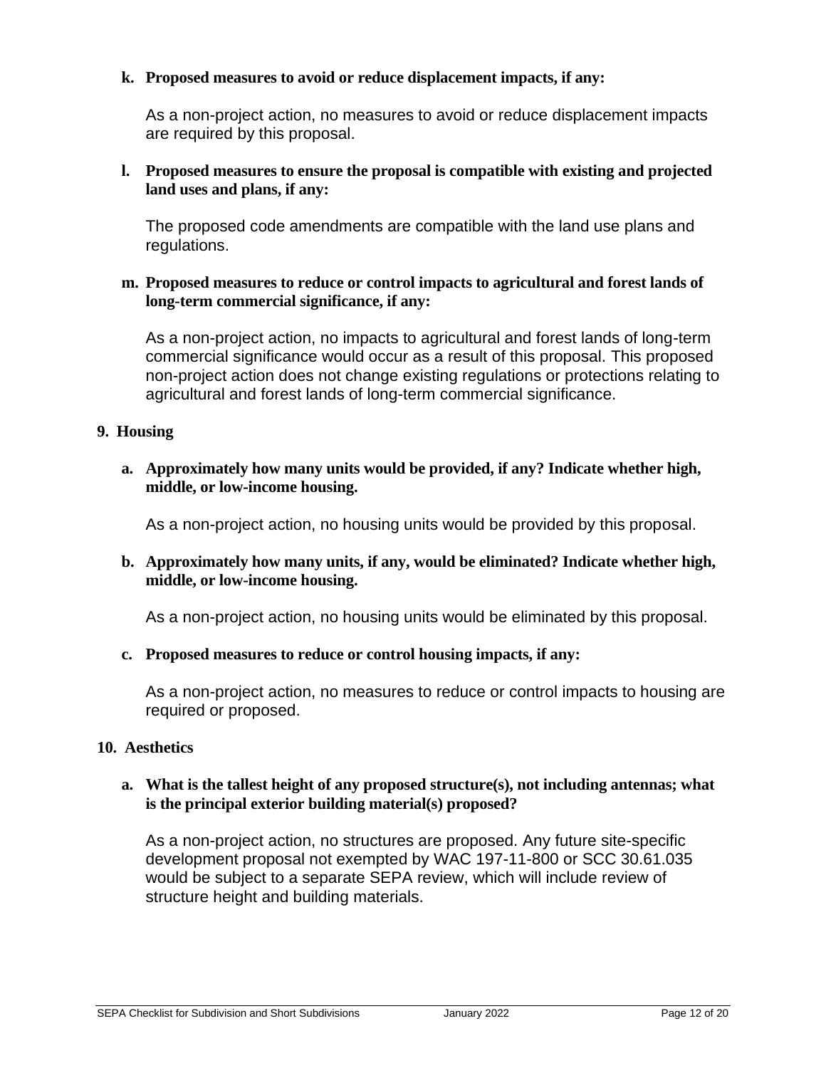**k. Proposed measures to avoid or reduce displacement impacts, if any:**

As a non-project action, no measures to avoid or reduce displacement impacts are required by this proposal.

**l. Proposed measures to ensure the proposal is compatible with existing and projected land uses and plans, if any:**

The proposed code amendments are compatible with the land use plans and regulations.

**m. Proposed measures to reduce or control impacts to agricultural and forest lands of long-term commercial significance, if any:**

As a non-project action, no impacts to agricultural and forest lands of long-term commercial significance would occur as a result of this proposal. This proposed non-project action does not change existing regulations or protections relating to agricultural and forest lands of long-term commercial significance.

### 9. Housing

**a. Approximately how many units would be provided, if any? Indicate whether high, middle, or low-income housing.**

As a non-project action, no housing units would be provided by this proposal.

**b. Approximately how many units, if any, would be eliminated? Indicate whether high, middle, or low-income housing.**

As a non-project action, no housing units would be eliminated by this proposal.

**c. Proposed measures to reduce or control housing impacts, if any:**

As a non-project action, no measures to reduce or control impacts to housing are required or proposed.

### 10. Aesthetics

**a. What is the tallest height of any proposed structure(s), not including antennas; what is the principal exterior building material(s) proposed?**

As a non-project action, no structures are proposed. Any future site-specific development proposal not exempted by WAC 197-11-800 or SCC 30.61.035 would be subject to a separate SEPA review, which will include review of structure height and building materials.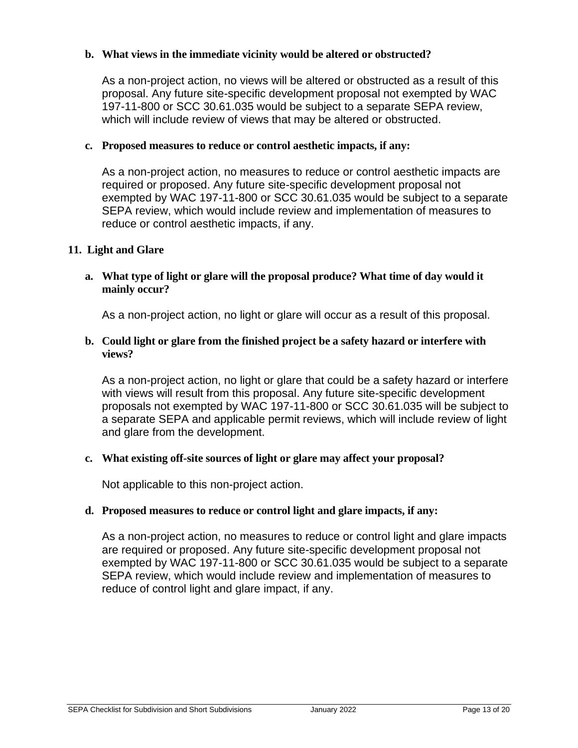**b. What views in the immediate vicinity would be altered or obstructed?**

As a non-project action, no views will be altered or obstructed as a result of this proposal. Any future site-specific development proposal not exempted by WAC 197-11-800 or SCC 30.61.035 would be subject to a separate SEPA review, which will include review of views that may be altered or obstructed.

**c. Proposed measures to reduce or control aesthetic impacts, if any:**

As a non-project action, no measures to reduce or control aesthetic impacts are required or proposed. Any future site-specific development proposal not exempted by WAC 197-11-800 or SCC 30.61.035 would be subject to a separate SEPA review, which would include review and implementation of measures to reduce or control aesthetic impacts, if any.

## 11. Light and Glare

**a. What type of light or glare will the proposal produce? What time of day would it mainly occur?**

As a non-project action, no light or glare will occur as a result of this proposal.

**b. Could light or glare from the finished project be a safety hazard or interfere with views?**

As a non-project action, no light or glare that could be a safety hazard or interfere with views will result from this proposal. Any future site-specific development proposals not exempted by WAC 197-11-800 or SCC 30.61.035 will be subject to a separate SEPA and applicable permit reviews, which will include review of light and glare from the development.

**c. What existing off-site sources of light or glare may affect your proposal?**

Not applicable to this non-project action.

**d. Proposed measures to reduce or control light and glare impacts, if any:**

As a non-project action, no measures to reduce or control light and glare impacts are required or proposed. Any future site-specific development proposal not exempted by WAC 197-11-800 or SCC 30.61.035 would be subject to a separate SEPA review, which would include review and implementation of measures to reduce of control light and glare impact, if any.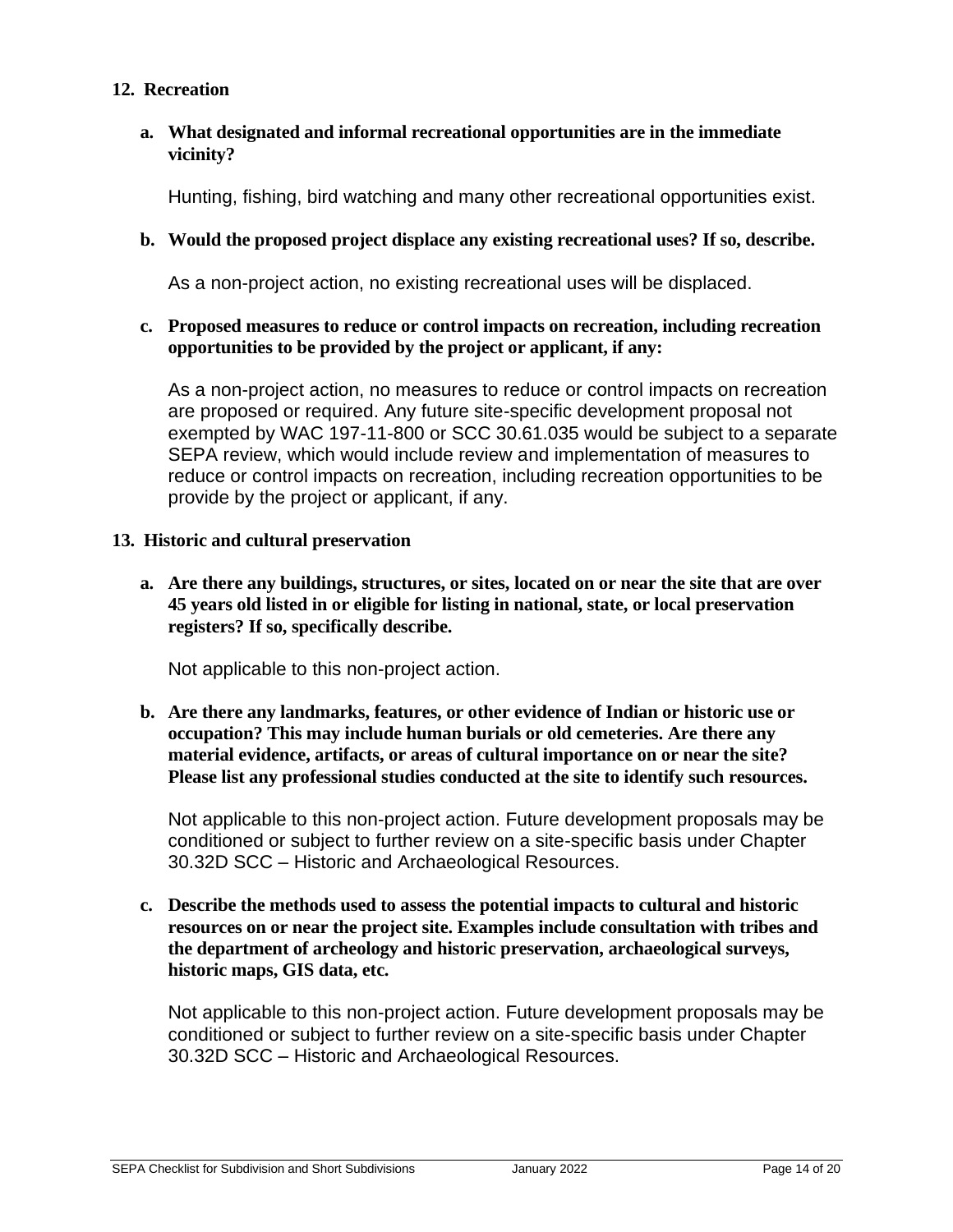## 12. Recreation

**a. What designated and informal recreational opportunities are in the immediate vicinity?**

Hunting, fishing, bird watching and many other recreational opportunities exist.

**b. Would the proposed project displace any existing recreational uses? If so, describe.**

As a non-project action, no existing recreational uses will be displaced.

**c. Proposed measures to reduce or control impacts on recreation, including recreation opportunities to be provided by the project or applicant, if any:**

As a non-project action, no measures to reduce or control impacts on recreation are proposed or required. Any future site-specific development proposal not exempted by WAC 197-11-800 or SCC 30.61.035 would be subject to a separate SEPA review, which would include review and implementation of measures to reduce or control impacts on recreation, including recreation opportunities to be provide by the project or applicant, if any.

## 13. Historic and cultural preservation

**a. Are there any buildings, structures, or sites, located on or near the site that are over 45 years old listed in or eligible for listing in national, state, or local preservation registers? If so, specifically describe.**

Not applicable to this non-project action.

**b. Are there any landmarks, features, or other evidence of Indian or historic use or occupation? This may include human burials or old cemeteries. Are there any material evidence, artifacts, or areas of cultural importance on or near the site? Please list any professional studies conducted at the site to identify such resources.**

Not applicable to this non-project action. Future development proposals may be conditioned or subject to further review on a site-specific basis under Chapter 30.32D SCC – Historic and Archaeological Resources.

**c. Describe the methods used to assess the potential impacts to cultural and historic resources on or near the project site. Examples include consultation with tribes and the department of archeology and historic preservation, archaeological surveys, historic maps, GIS data, etc.**

Not applicable to this non-project action. Future development proposals may be conditioned or subject to further review on a site-specific basis under Chapter 30.32D SCC – Historic and Archaeological Resources.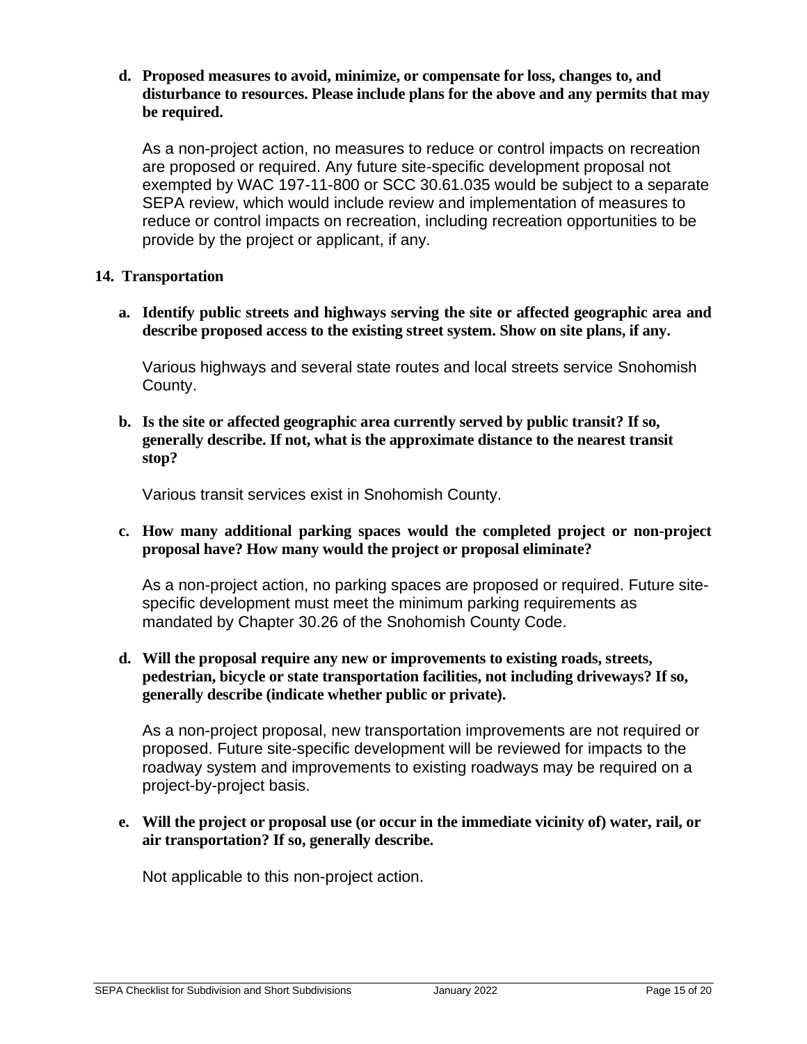**d. Proposed measures to avoid, minimize, or compensate for loss, changes to, and disturbance to resources. Please include plans for the above and any permits that may be required.**

As a non-project action, no measures to reduce or control impacts on recreation are proposed or required. Any future site-specific development proposal not exempted by WAC 197-11-800 or SCC 30.61.035 would be subject to a separate SEPA review, which would include review and implementation of measures to reduce or control impacts on recreation, including recreation opportunities to be provide by the project or applicant, if any.

## 14. Transportation

**a. Identify public streets and highways serving the site or affected geographic area and describe proposed access to the existing street system. Show on site plans, if any.**

Various highways and several state routes and local streets service Snohomish County.

**b. Is the site or affected geographic area currently served by public transit? If so, generally describe. If not, what is the approximate distance to the nearest transit stop?**

Various transit services exist in Snohomish County.

**c. How many additional parking spaces would the completed project or non-project proposal have? How many would the project or proposal eliminate?**

As a non-project action, no parking spaces are proposed or required. Future site-specific development must meet the minimum parking requirements as mandated by Chapter 30.26 of the Snohomish County Code.

**d. Will the proposal require any new or improvements to existing roads, streets, pedestrian, bicycle or state transportation facilities, not including driveways? If so, generally describe (indicate whether public or private).**

As a non-project proposal, new transportation improvements are not required or proposed. Future site-specific development will be reviewed for impacts to the roadway system and improvements to existing roadways may be required on a project-by-project basis.

**e. Will the project or proposal use (or occur in the immediate vicinity of) water, rail, or air transportation? If so, generally describe.**

Not applicable to this non-project action.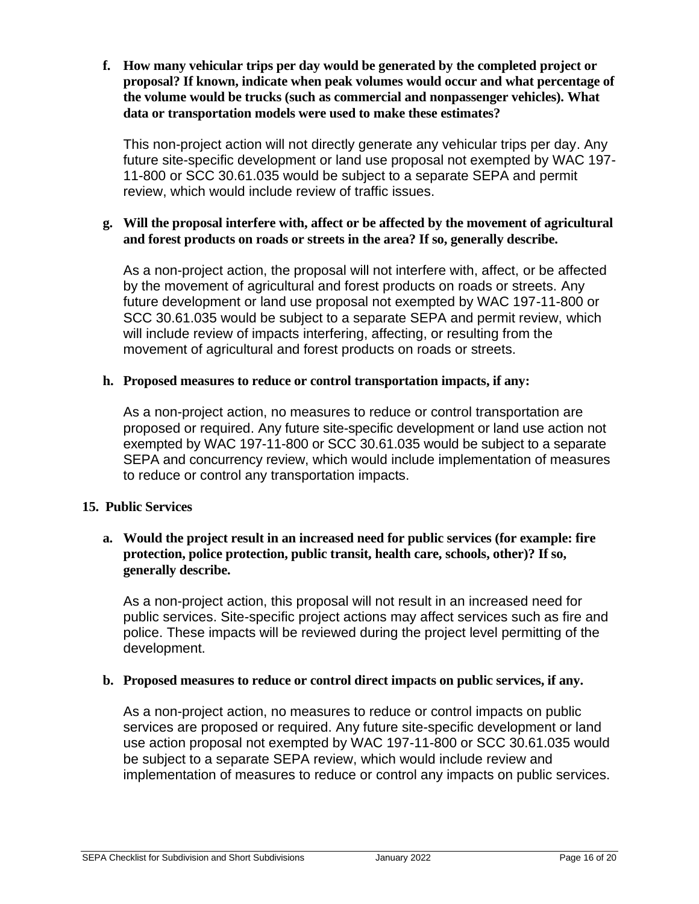**f. How many vehicular trips per day would be generated by the completed project or proposal? If known, indicate when peak volumes would occur and what percentage of the volume would be trucks (such as commercial and nonpassenger vehicles). What data or transportation models were used to make these estimates?**

This non-project action will not directly generate any vehicular trips per day. Any future site-specific development or land use proposal not exempted by WAC 197-11-800 or SCC 30.61.035 would be subject to a separate SEPA and permit review, which would include review of traffic issues.

**g. Will the proposal interfere with, affect or be affected by the movement of agricultural and forest products on roads or streets in the area? If so, generally describe.**

As a non-project action, the proposal will not interfere with, affect, or be affected by the movement of agricultural and forest products on roads or streets. Any future development or land use proposal not exempted by WAC 197-11-800 or SCC 30.61.035 would be subject to a separate SEPA and permit review, which will include review of impacts interfering, affecting, or resulting from the movement of agricultural and forest products on roads or streets.

**h. Proposed measures to reduce or control transportation impacts, if any:**

As a non-project action, no measures to reduce or control transportation are proposed or required. Any future site-specific development or land use action not exempted by WAC 197-11-800 or SCC 30.61.035 would be subject to a separate SEPA and concurrency review, which would include implementation of measures to reduce or control any transportation impacts.

**15. Public Services**

**a. Would the project result in an increased need for public services (for example: fire protection, police protection, public transit, health care, schools, other)? If so, generally describe.**

As a non-project action, this proposal will not result in an increased need for public services. Site-specific project actions may affect services such as fire and police. These impacts will be reviewed during the project level permitting of the development.

**b. Proposed measures to reduce or control direct impacts on public services, if any.**

As a non-project action, no measures to reduce or control impacts on public services are proposed or required. Any future site-specific development or land use action proposal not exempted by WAC 197-11-800 or SCC 30.61.035 would be subject to a separate SEPA review, which would include review and implementation of measures to reduce or control any impacts on public services.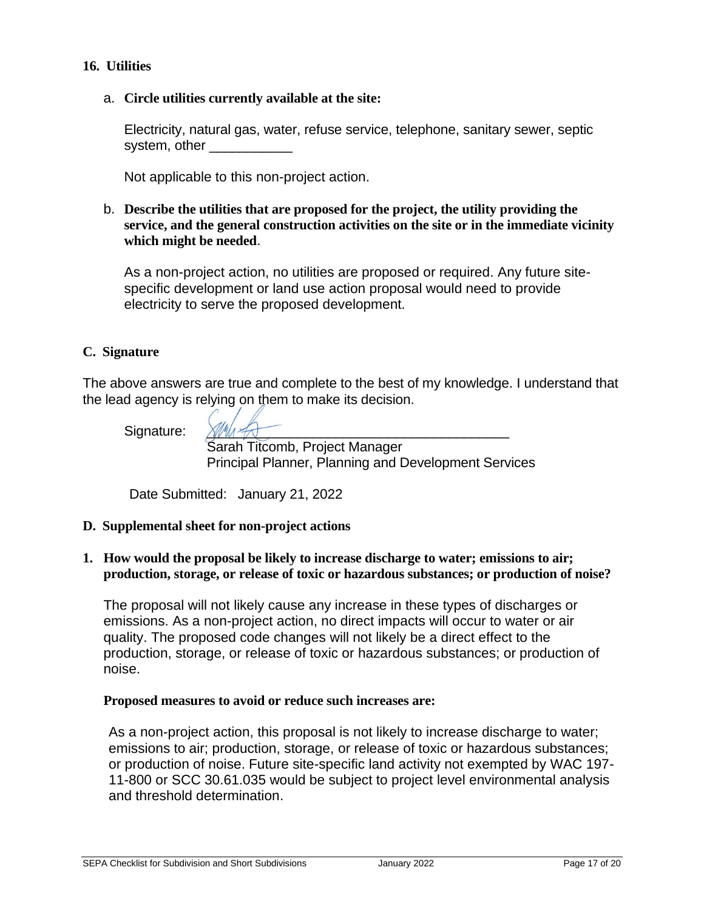### 16. Utilities

a. **Circle utilities currently available at the site:**

Electricity, natural gas, water, refuse service, telephone, sanitary sewer, septic system, other ___________

Not applicable to this non-project action.

b. **Describe the utilities that are proposed for the project, the utility providing the service, and the general construction activities on the site or in the immediate vicinity which might be needed**.

As a non-project action, no utilities are proposed or required. Any future site-specific development or land use action proposal would need to provide electricity to serve the proposed development.

## C. Signature

The above answers are true and complete to the best of my knowledge. I understand that the lead agency is relying on them to make its decision.

Signature: ___________________________________

Sarah Titcomb, Project Manager
Principal Planner, Planning and Development Services

Date Submitted: January 21, 2022

## D. Supplemental sheet for non-project actions

**1. How would the proposal be likely to increase discharge to water; emissions to air; production, storage, or release of toxic or hazardous substances; or production of noise?**

The proposal will not likely cause any increase in these types of discharges or emissions. As a non-project action, no direct impacts will occur to water or air quality. The proposed code changes will not likely be a direct effect to the production, storage, or release of toxic or hazardous substances; or production of noise.

**Proposed measures to avoid or reduce such increases are:**

As a non-project action, this proposal is not likely to increase discharge to water; emissions to air; production, storage, or release of toxic or hazardous substances; or production of noise. Future site-specific land activity not exempted by WAC 197-11-800 or SCC 30.61.035 would be subject to project level environmental analysis and threshold determination.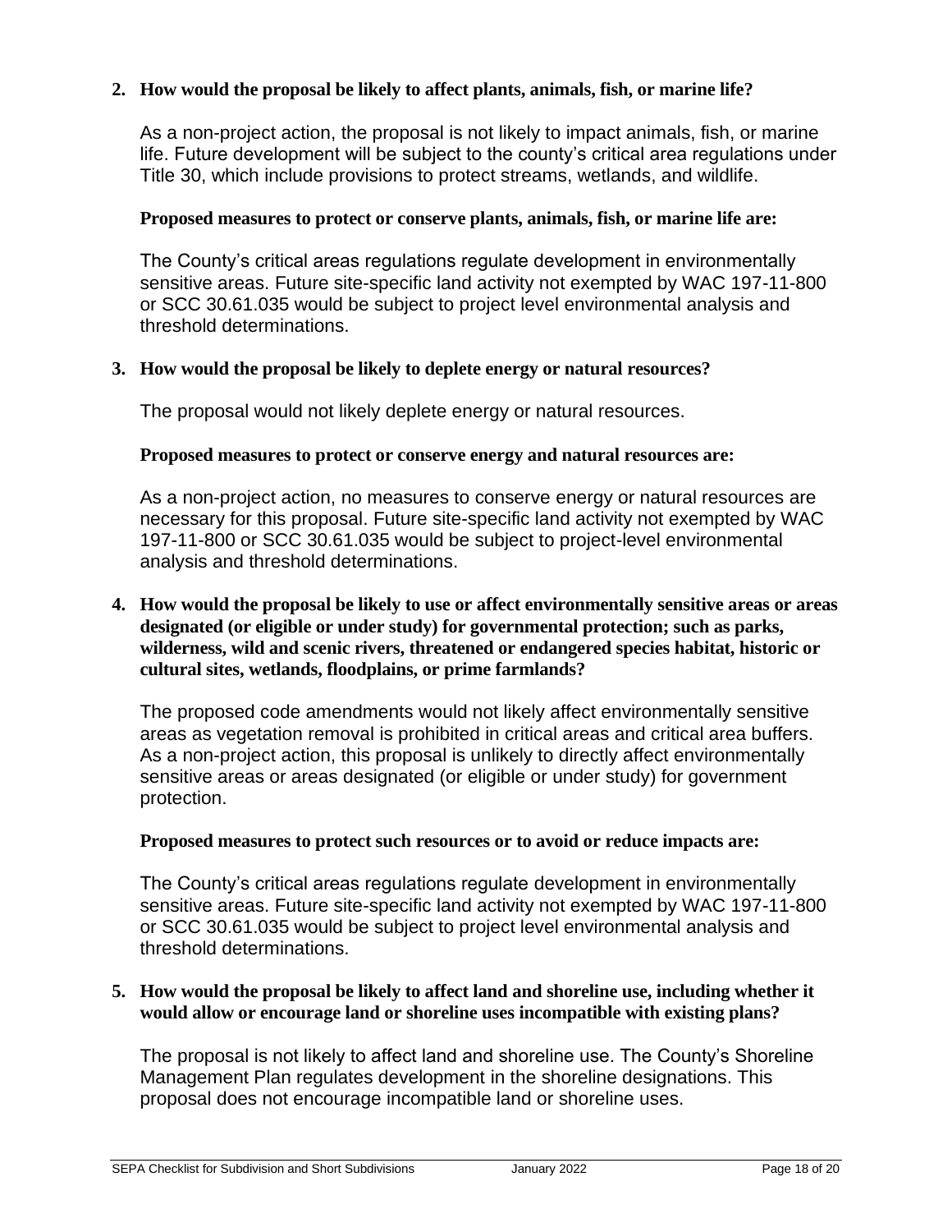**2. How would the proposal be likely to affect plants, animals, fish, or marine life?**

As a non-project action, the proposal is not likely to impact animals, fish, or marine life. Future development will be subject to the county's critical area regulations under Title 30, which include provisions to protect streams, wetlands, and wildlife.

**Proposed measures to protect or conserve plants, animals, fish, or marine life are:**

The County's critical areas regulations regulate development in environmentally sensitive areas. Future site-specific land activity not exempted by WAC 197-11-800 or SCC 30.61.035 would be subject to project level environmental analysis and threshold determinations.

**3. How would the proposal be likely to deplete energy or natural resources?**

The proposal would not likely deplete energy or natural resources.

**Proposed measures to protect or conserve energy and natural resources are:**

As a non-project action, no measures to conserve energy or natural resources are necessary for this proposal. Future site-specific land activity not exempted by WAC 197-11-800 or SCC 30.61.035 would be subject to project-level environmental analysis and threshold determinations.

**4. How would the proposal be likely to use or affect environmentally sensitive areas or areas designated (or eligible or under study) for governmental protection; such as parks, wilderness, wild and scenic rivers, threatened or endangered species habitat, historic or cultural sites, wetlands, floodplains, or prime farmlands?**

The proposed code amendments would not likely affect environmentally sensitive areas as vegetation removal is prohibited in critical areas and critical area buffers. As a non-project action, this proposal is unlikely to directly affect environmentally sensitive areas or areas designated (or eligible or under study) for government protection.

**Proposed measures to protect such resources or to avoid or reduce impacts are:**

The County's critical areas regulations regulate development in environmentally sensitive areas. Future site-specific land activity not exempted by WAC 197-11-800 or SCC 30.61.035 would be subject to project level environmental analysis and threshold determinations.

**5. How would the proposal be likely to affect land and shoreline use, including whether it would allow or encourage land or shoreline uses incompatible with existing plans?**

The proposal is not likely to affect land and shoreline use. The County's Shoreline Management Plan regulates development in the shoreline designations. This proposal does not encourage incompatible land or shoreline uses.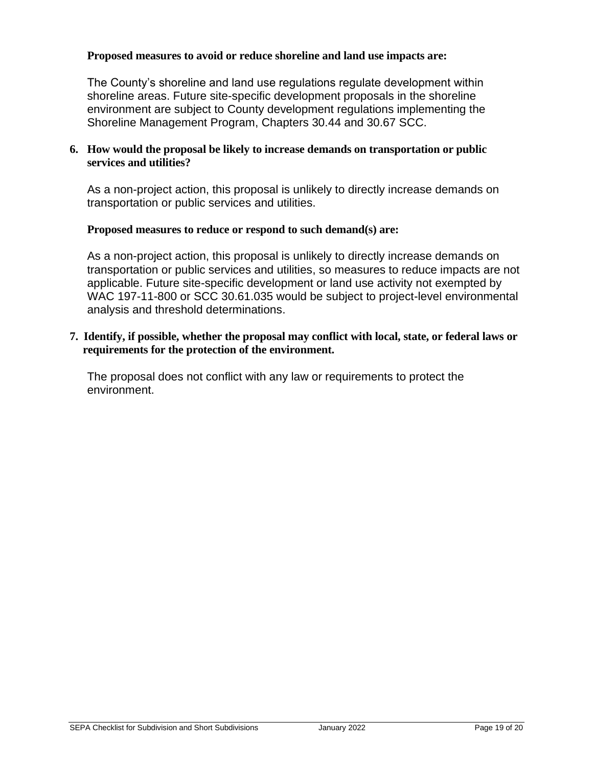**Proposed measures to avoid or reduce shoreline and land use impacts are:**

The County's shoreline and land use regulations regulate development within shoreline areas. Future site-specific development proposals in the shoreline environment are subject to County development regulations implementing the Shoreline Management Program, Chapters 30.44 and 30.67 SCC.

**6. How would the proposal be likely to increase demands on transportation or public services and utilities?**

As a non-project action, this proposal is unlikely to directly increase demands on transportation or public services and utilities.

**Proposed measures to reduce or respond to such demand(s) are:**

As a non-project action, this proposal is unlikely to directly increase demands on transportation or public services and utilities, so measures to reduce impacts are not applicable. Future site-specific development or land use activity not exempted by WAC 197-11-800 or SCC 30.61.035 would be subject to project-level environmental analysis and threshold determinations.

**7. Identify, if possible, whether the proposal may conflict with local, state, or federal laws or requirements for the protection of the environment.**

The proposal does not conflict with any law or requirements to protect the environment.